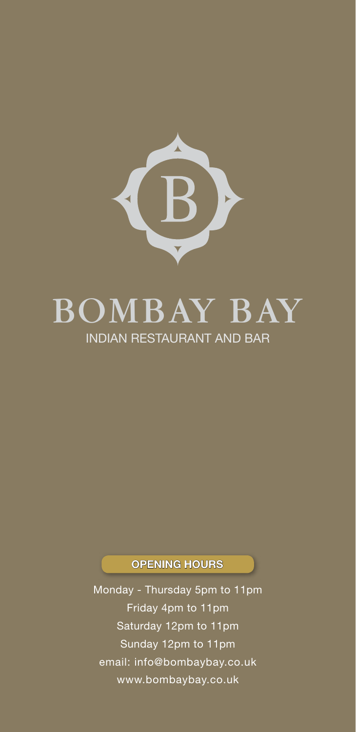# BOMBAY BAY

INDIAN RESTAURANT AND BAR

**OPENING HOURS**

Monday - Thursday 5pm to 11pm

Friday 4pm to 11pm

Saturday 12pm to 11pm

Sunday 12pm to 11pm

email: info@bombaybay.co.uk

www.bombaybay.co.uk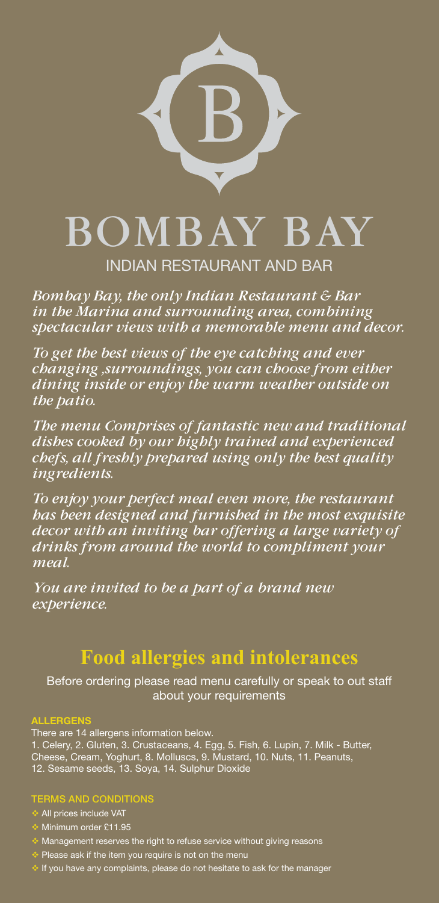# BOMBAY BAY

INDIAN RESTAURANT AND BAR

*Bombay Bay, the only Indian Restaurant & Bar in the Marina and surrounding area, combining spectacular views with a memorable menu and decor.*

*To get the best views of the eye catching and ever changing ,surroundings, you can choose from either dining inside or enjoy the warm weather outside on the patio.*

*The menu Comprises of fantastic new and traditional dishes cooked by our highly trained and experienced chefs, all freshly prepared using only the best quality ingredients.*

*To enjoy your perfect meal even more, the restaurant has been designed and furnished in the most exquisite decor with an inviting bar offering a large variety of drinks from around the world to compliment your meal.*

*You are invited to be a part of a brand new experience.*

## Food allergies and intolerances

Before ordering please read menu carefully or speak to out staff about your requirements

### ALLERGENS

There are 14 allergens information below.
1. Celery, 2. Gluten, 3. Crustaceans, 4. Egg, 5. Fish, 6. Lupin, 7. Milk - Butter, Cheese, Cream, Yoghurt, 8. Molluscs, 9. Mustard, 10. Nuts, 11. Peanuts, 12. Sesame seeds, 13. Soya, 14. Sulphur Dioxide

### TERMS AND CONDITIONS

- All prices include VAT
- Minimum order £11.95
- Management reserves the right to refuse service without giving reasons
- Please ask if the item you require is not on the menu
- If you have any complaints, please do not hesitate to ask for the manager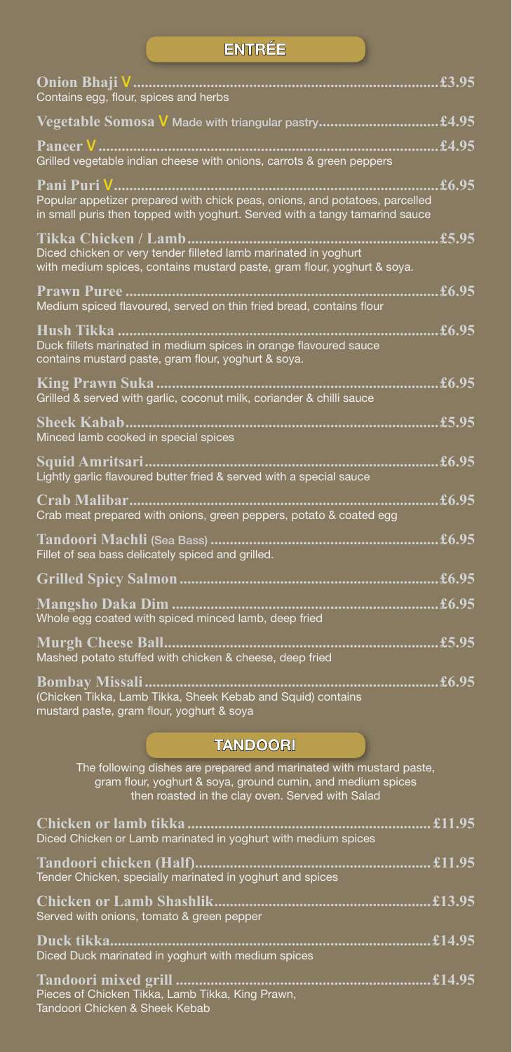## ENTRÉE

**Onion Bhaji** V .............................................................................. £3.95
Contains egg, flour, spices and herbs

**Vegetable Somosa** V Made with triangular pastry.............................. £4.95

**Paneer** V .................................................................................... £4.95
Grilled vegetable indian cheese with onions, carrots & green peppers

**Pani Puri** V................................................................................. £6.95
Popular appetizer prepared with chick peas, onions, and potatoes, parcelled in small puris then topped with yoghurt. Served with a tangy tamarind sauce

**Tikka Chicken / Lamb**............................................................... £5.95
Diced chicken or very tender filleted lamb marinated in yoghurt with medium spices, contains mustard paste, gram flour, yoghurt & soya.

**Prawn Puree** ............................................................................... £6.95
Medium spiced flavoured, served on thin fried bread, contains flour

**Hush Tikka** ................................................................................. £6.95
Duck fillets marinated in medium spices in orange flavoured sauce contains mustard paste, gram flour, yoghurt & soya.

**King Prawn Suka** ....................................................................... £6.95
Grilled & served with garlic, coconut milk, coriander & chilli sauce

**Sheek Kabab**............................................................................... £5.95
Minced lamb cooked in special spices

**Squid Amritsari**.......................................................................... £6.95
Lightly garlic flavoured butter fried & served with a special sauce

**Crab Malibar**.............................................................................. £6.95
Crab meat prepared with onions, green peppers, potato & coated egg

**Tandoori Machli** (Sea Bass) .......................................................... £6.95
Fillet of sea bass delicately spiced and grilled.

**Grilled Spicy Salmon** ................................................................. £6.95

**Mangsho Daka Dim** ................................................................... £6.95
Whole egg coated with spiced minced lamb, deep fried

**Murgh Cheese Ball**..................................................................... £5.95
Mashed potato stuffed with chicken & cheese, deep fried

**Bombay Missali** .......................................................................... £6.95
(Chicken Tikka, Lamb Tikka, Sheek Kebab and Squid) contains mustard paste, gram flour, yoghurt & soya

## TANDOORI

The following dishes are prepared and marinated with mustard paste, gram flour, yoghurt & soya, ground cumin, and medium spices then roasted in the clay oven. Served with Salad

**Chicken or lamb tikka** .............................................................. £11.95
Diced Chicken or Lamb marinated in yoghurt with medium spices

**Tandoori chicken (Half)**............................................................ £11.95
Tender Chicken, specially marinated in yoghurt and spices

**Chicken or Lamb Shashlik**....................................................... £13.95
Served with onions, tomato & green pepper

**Duck tikka**.................................................................................. £14.95
Diced Duck marinated in yoghurt with medium spices

**Tandoori mixed grill** ................................................................. £14.95
Pieces of Chicken Tikka, Lamb Tikka, King Prawn, Tandoori Chicken & Sheek Kebab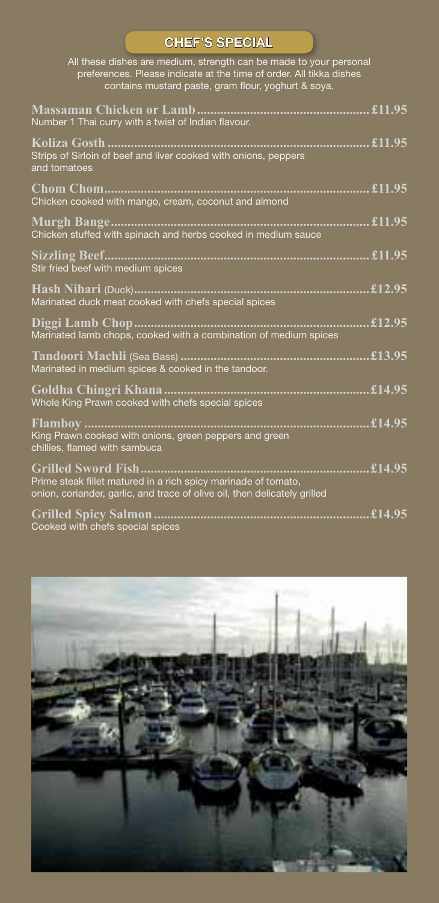## CHEF'S SPECIAL

All these dishes are medium, strength can be made to your personal preferences. Please indicate at the time of order. All tikka dishes contains mustard paste, gram flour, yoghurt & soya.

**Massaman Chicken or Lamb** .................................................. £11.95
Number 1 Thai curry with a twist of Indian flavour.

**Koliza Gosth** .................................................. £11.95
Strips of Sirloin of beef and liver cooked with onions, peppers and tomatoes

**Chom Chom** .................................................. £11.95
Chicken cooked with mango, cream, coconut and almond

**Murgh Bange** .................................................. £11.95
Chicken stuffed with spinach and herbs cooked in medium sauce

**Sizzling Beef** .................................................. £11.95
Stir fried beef with medium spices

**Hash Nihari** (Duck) .................................................. £12.95
Marinated duck meat cooked with chefs special spices

**Diggi Lamb Chop** .................................................. £12.95
Marinated lamb chops, cooked with a combination of medium spices

**Tandoori Machli** (Sea Bass) .................................................. £13.95
Marinated in medium spices & cooked in the tandoor.

**Goldha Chingri Khana** .................................................. £14.95
Whole King Prawn cooked with chefs special spices

**Flamboy** .................................................. £14.95
King Prawn cooked with onions, green peppers and green chillies, flamed with sambuca

**Grilled Sword Fish** .................................................. £14.95
Prime steak fillet matured in a rich spicy marinade of tomato, onion, coriander, garlic, and trace of olive oil, then delicately grilled

**Grilled Spicy Salmon** .................................................. £14.95
Cooked with chefs special spices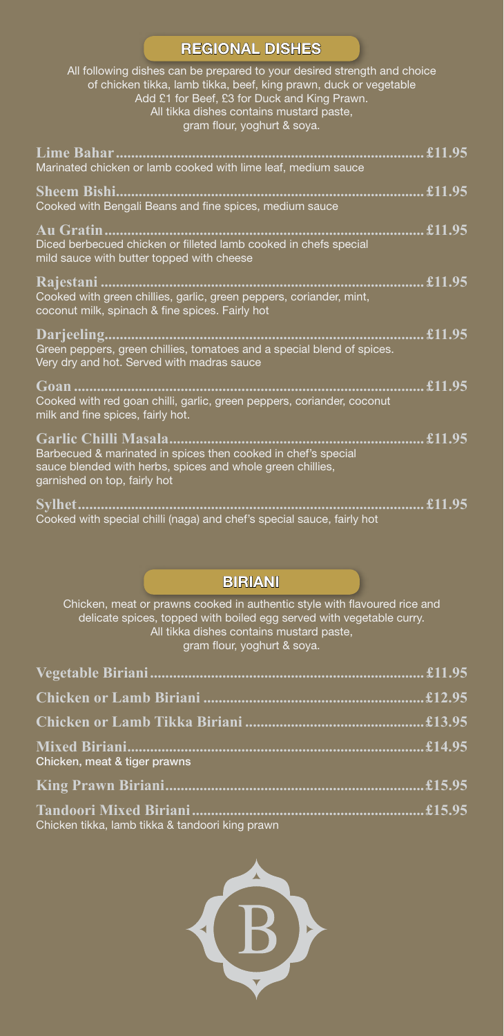## REGIONAL DISHES

All following dishes can be prepared to your desired strength and choice of chicken tikka, lamb tikka, beef, king prawn, duck or vegetable
Add £1 for Beef, £3 for Duck and King Prawn.
All tikka dishes contains mustard paste, gram flour, yoghurt & soya.

**Lime Bahar** .......... £11.95
Marinated chicken or lamb cooked with lime leaf, medium sauce

**Sheem Bishi** .......... £11.95
Cooked with Bengali Beans and fine spices, medium sauce

**Au Gratin** .......... £11.95
Diced berbecued chicken or filleted lamb cooked in chefs special mild sauce with butter topped with cheese

**Rajestani** .......... £11.95
Cooked with green chillies, garlic, green peppers, coriander, mint, coconut milk, spinach & fine spices. Fairly hot

**Darjeeling** .......... £11.95
Green peppers, green chillies, tomatoes and a special blend of spices. Very dry and hot. Served with madras sauce

**Goan** .......... £11.95
Cooked with red goan chilli, garlic, green peppers, coriander, coconut milk and fine spices, fairly hot.

**Garlic Chilli Masala** .......... £11.95
Barbecued & marinated in spices then cooked in chef's special sauce blended with herbs, spices and whole green chillies, garnished on top, fairly hot

**Sylhet** .......... £11.95
Cooked with special chilli (naga) and chef's special sauce, fairly hot

## BIRIANI

Chicken, meat or prawns cooked in authentic style with flavoured rice and delicate spices, topped with boiled egg served with vegetable curry.
All tikka dishes contains mustard paste, gram flour, yoghurt & soya.

**Vegetable Biriani** .......... £11.95

**Chicken or Lamb Biriani** .......... £12.95

**Chicken or Lamb Tikka Biriani** .......... £13.95

**Mixed Biriani** .......... £14.95
Chicken, meat & tiger prawns

**King Prawn Biriani** .......... £15.95

**Tandoori Mixed Biriani** .......... £15.95
Chicken tikka, lamb tikka & tandoori king prawn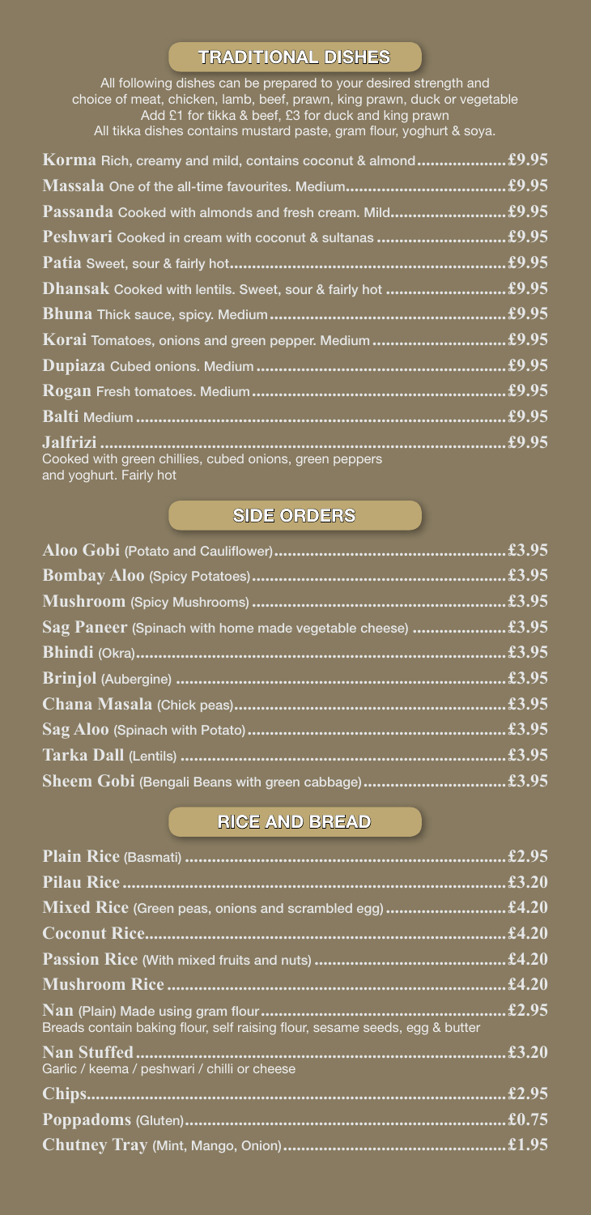## TRADITIONAL DISHES

All following dishes can be prepared to your desired strength and choice of meat, chicken, lamb, beef, prawn, king prawn, duck or vegetable
Add £1 for tikka & beef, £3 for duck and king prawn
All tikka dishes contains mustard paste, gram flour, yoghurt & soya.

**Korma** Rich, creamy and mild, contains coconut & almond.................... **£9.95**

**Massala** One of the all-time favourites. Medium.................... **£9.95**

**Passanda** Cooked with almonds and fresh cream. Mild.................... **£9.95**

**Peshwari** Cooked in cream with coconut & sultanas.................... **£9.95**

**Patia** Sweet, sour & fairly hot.................... **£9.95**

**Dhansak** Cooked with lentils. Sweet, sour & fairly hot.................... **£9.95**

**Bhuna** Thick sauce, spicy. Medium.................... **£9.95**

**Korai** Tomatoes, onions and green pepper. Medium.................... **£9.95**

**Dupiaza** Cubed onions. Medium.................... **£9.95**

**Rogan** Fresh tomatoes. Medium.................... **£9.95**

**Balti** Medium.................... **£9.95**

**Jalfrizi**.................... **£9.95**
Cooked with green chillies, cubed onions, green peppers and yoghurt. Fairly hot

## SIDE ORDERS

**Aloo Gobi** (Potato and Cauliflower).................... **£3.95**

**Bombay Aloo** (Spicy Potatoes).................... **£3.95**

**Mushroom** (Spicy Mushrooms).................... **£3.95**

**Sag Paneer** (Spinach with home made vegetable cheese).................... **£3.95**

**Bhindi** (Okra).................... **£3.95**

**Brinjol** (Aubergine).................... **£3.95**

**Chana Masala** (Chick peas).................... **£3.95**

**Sag Aloo** (Spinach with Potato).................... **£3.95**

**Tarka Dall** (Lentils).................... **£3.95**

**Sheem Gobi** (Bengali Beans with green cabbage).................... **£3.95**

## RICE AND BREAD

**Plain Rice** (Basmati).................... **£2.95**

**Pilau Rice**.................... **£3.20**

**Mixed Rice** (Green peas, onions and scrambled egg).................... **£4.20**

**Coconut Rice**.................... **£4.20**

**Passion Rice** (With mixed fruits and nuts).................... **£4.20**

**Mushroom Rice**.................... **£4.20**

**Nan** (Plain) Made using gram flour.................... **£2.95**
Breads contain baking flour, self raising flour, sesame seeds, egg & butter

**Nan Stuffed**.................... **£3.20**
Garlic / keema / peshwari / chilli or cheese

**Chips**.................... **£2.95**

**Poppadoms** (Gluten).................... **£0.75**

**Chutney Tray** (Mint, Mango, Onion).................... **£1.95**